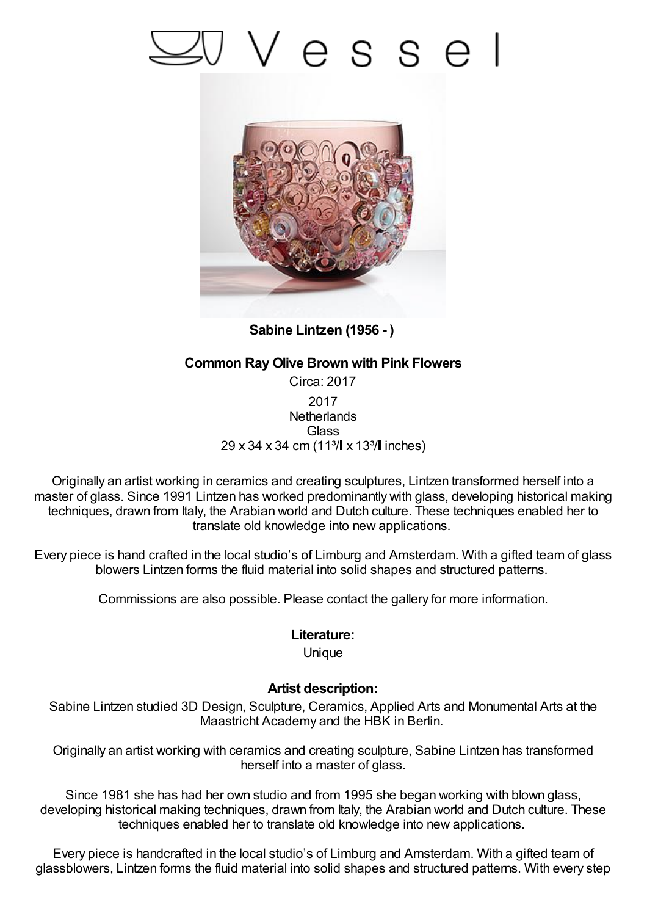# Vessel

**Sabine Lintzen (1956 - )**

**Common Ray Olive Brown with Pink Flowers**

Circa: 2017

2017
Netherlands
Glass
29 x 34 x 34 cm (11³/ x 13³/ inches)

Originally an artist working in ceramics and creating sculptures, Lintzen transformed herself into a master of glass. Since 1991 Lintzen has worked predominantly with glass, developing historical making techniques, drawn from Italy, the Arabian world and Dutch culture. These techniques enabled her to translate old knowledge into new applications.

Every piece is hand crafted in the local studio's of Limburg and Amsterdam. With a gifted team of glass blowers Lintzen forms the fluid material into solid shapes and structured patterns.

Commissions are also possible. Please contact the gallery for more information.

**Literature:**

Unique

**Artist description:**

Sabine Lintzen studied 3D Design, Sculpture, Ceramics, Applied Arts and Monumental Arts at the Maastricht Academy and the HBK in Berlin.

Originally an artist working with ceramics and creating sculpture, Sabine Lintzen has transformed herself into a master of glass.

Since 1981 she has had her own studio and from 1995 she began working with blown glass, developing historical making techniques, drawn from Italy, the Arabian world and Dutch culture. These techniques enabled her to translate old knowledge into new applications.

Every piece is handcrafted in the local studio's of Limburg and Amsterdam. With a gifted team of glassblowers, Lintzen forms the fluid material into solid shapes and structured patterns. With every step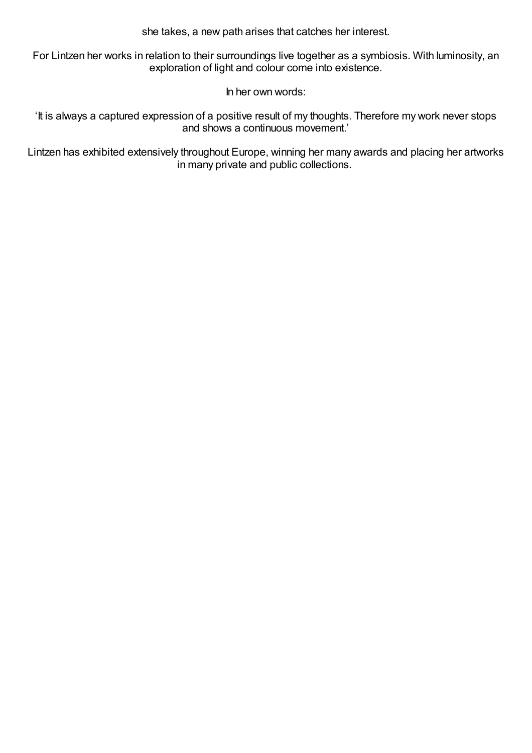she takes, a new path arises that catches her interest.

For Lintzen her works in relation to their surroundings live together as a symbiosis. With luminosity, an exploration of light and colour come into existence.

In her own words:

‘It is always a captured expression of a positive result of my thoughts. Therefore my work never stops and shows a continuous movement.’

Lintzen has exhibited extensively throughout Europe, winning her many awards and placing her artworks in many private and public collections.